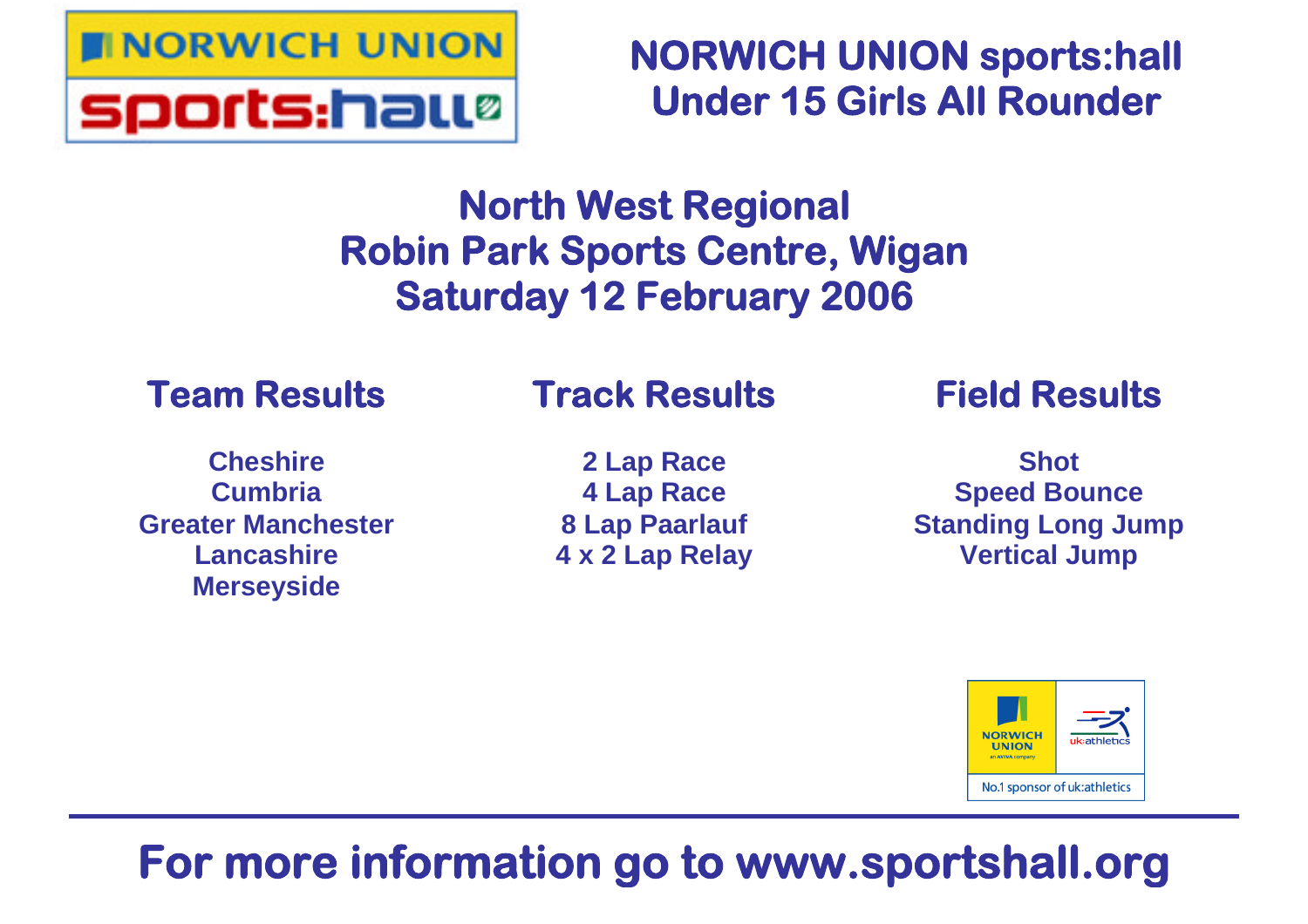# NORWICH UNION sports:hall Under 15 Girls All Rounder

## North West Regional
## Robin Park Sports Centre, Wigan
## Saturday 12 February 2006

### Team Results

Cheshire
Cumbria
Greater Manchester
Lancashire
Merseyside

### Track Results

2 Lap Race
4 Lap Race
8 Lap Paarlauf
4 x 2 Lap Relay

### Field Results

Shot
Speed Bounce
Standing Long Jump
Vertical Jump

NORWICH UNION an AVIVA company | uk:athletics

No.1 sponsor of uk:athletics

---

**For more information go to www.sportshall.org**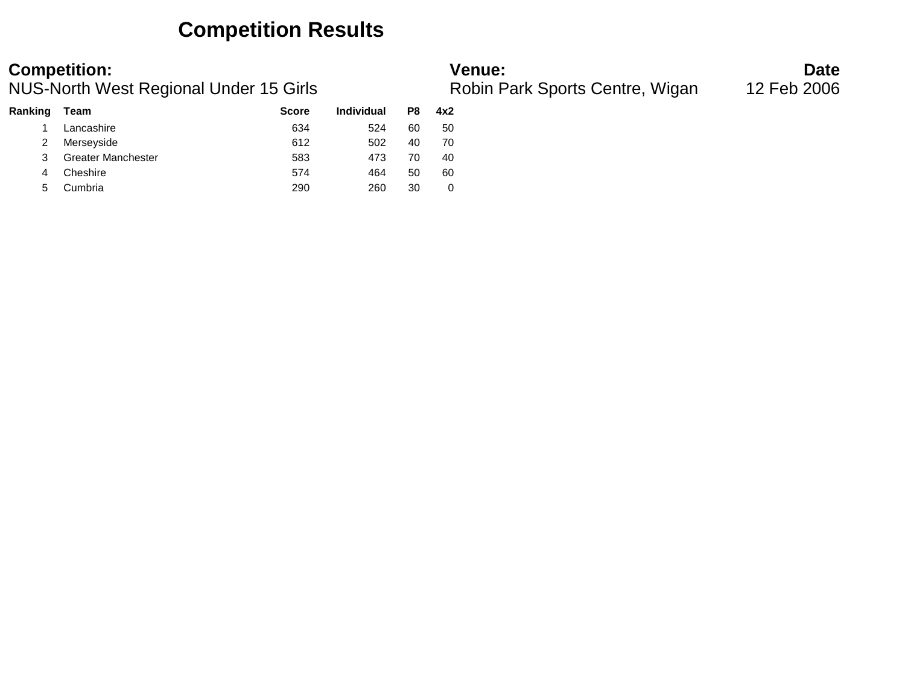# Competition Results

| Competition: | Venue: | Date |
|---|---|---|
| NUS-North West Regional Under 15 Girls | Robin Park Sports Centre, Wigan | 12 Feb 2006 |

| Ranking | Team | Score | Individual | P8 | 4x2 |
|---|---|---|---|---|---|
| 1 | Lancashire | 634 | 524 | 60 | 50 |
| 2 | Merseyside | 612 | 502 | 40 | 70 |
| 3 | Greater Manchester | 583 | 473 | 70 | 40 |
| 4 | Cheshire | 574 | 464 | 50 | 60 |
| 5 | Cumbria | 290 | 260 | 30 | 0 |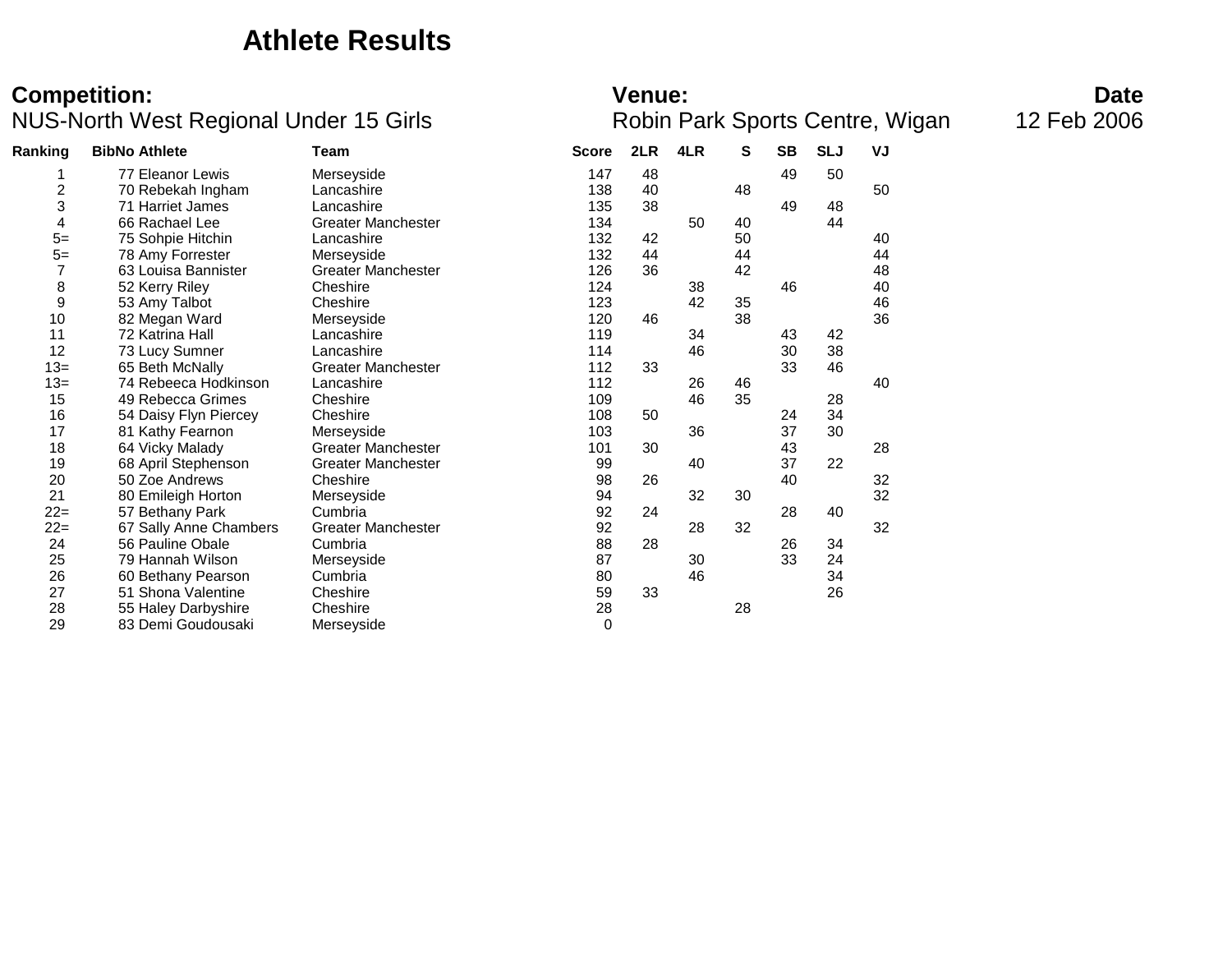# Athlete Results

**Competition:** NUS-North West Regional Under 15 Girls

**Venue:** Robin Park Sports Centre, Wigan

**Date** 12 Feb 2006

| Ranking | BibNo | Athlete | Team | Score | 2LR | 4LR | S | SB | SLJ | VJ |
|---|---|---|---|---|---|---|---|---|---|---|
| 1 | 77 | Eleanor Lewis | Merseyside | 147 | 48 | | | 49 | 50 | |
| 2 | 70 | Rebekah Ingham | Lancashire | 138 | 40 | | 48 | | | 50 |
| 3 | 71 | Harriet James | Lancashire | 135 | 38 | | | 49 | 48 | |
| 4 | 66 | Rachael Lee | Greater Manchester | 134 | | 50 | 40 | | 44 | |
| 5= | 75 | Sohpie Hitchin | Lancashire | 132 | 42 | | 50 | | | 40 |
| 5= | 78 | Amy Forrester | Merseyside | 132 | 44 | | 44 | | | 44 |
| 7 | 63 | Louisa Bannister | Greater Manchester | 126 | 36 | | 42 | | | 48 |
| 8 | 52 | Kerry Riley | Cheshire | 124 | | 38 | | 46 | | 40 |
| 9 | 53 | Amy Talbot | Cheshire | 123 | | 42 | 35 | | | 46 |
| 10 | 82 | Megan Ward | Merseyside | 120 | 46 | | 38 | | | 36 |
| 11 | 72 | Katrina Hall | Lancashire | 119 | | 34 | | 43 | 42 | |
| 12 | 73 | Lucy Sumner | Lancashire | 114 | | 46 | | 30 | 38 | |
| 13= | 65 | Beth McNally | Greater Manchester | 112 | 33 | | | 33 | 46 | |
| 13= | 74 | Rebeeca Hodkinson | Lancashire | 112 | | 26 | 46 | | | 40 |
| 15 | 49 | Rebecca Grimes | Cheshire | 109 | | 46 | 35 | | 28 | |
| 16 | 54 | Daisy Flyn Piercey | Cheshire | 108 | 50 | | | 24 | 34 | |
| 17 | 81 | Kathy Fearnon | Merseyside | 103 | | 36 | | 37 | 30 | |
| 18 | 64 | Vicky Malady | Greater Manchester | 101 | 30 | | | 43 | | 28 |
| 19 | 68 | April Stephenson | Greater Manchester | 99 | | 40 | | 37 | 22 | |
| 20 | 50 | Zoe Andrews | Cheshire | 98 | 26 | | | 40 | | 32 |
| 21 | 80 | Emileigh Horton | Merseyside | 94 | | 32 | 30 | | | 32 |
| 22= | 57 | Bethany Park | Cumbria | 92 | 24 | | | 28 | 40 | |
| 22= | 67 | Sally Anne Chambers | Greater Manchester | 92 | | 28 | 32 | | | 32 |
| 24 | 56 | Pauline Obale | Cumbria | 88 | 28 | | | 26 | 34 | |
| 25 | 79 | Hannah Wilson | Merseyside | 87 | | 30 | | 33 | 24 | |
| 26 | 60 | Bethany Pearson | Cumbria | 80 | | 46 | | | 34 | |
| 27 | 51 | Shona Valentine | Cheshire | 59 | 33 | | | | 26 | |
| 28 | 55 | Haley Darbyshire | Cheshire | 28 | | | 28 | | | |
| 29 | 83 | Demi Goudousaki | Merseyside | 0 | | | | | | |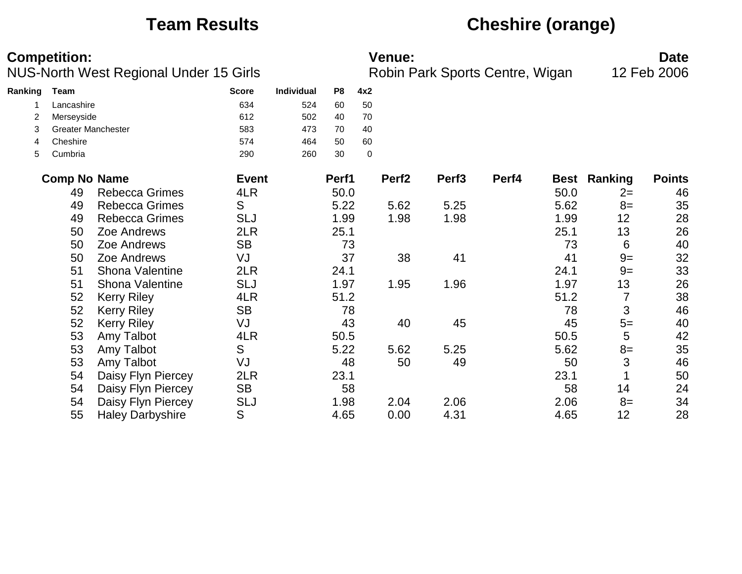# Team Results

## Cheshire (orange)

**Competition:** NUS-North West Regional Under 15 Girls

**Venue:** Robin Park Sports Centre, Wigan

**Date** 12 Feb 2006

| Ranking | Team | Score | Individual | P8 | 4x2 |
|---|---|---|---|---|---|
| 1 | Lancashire | 634 | 524 | 60 | 50 |
| 2 | Merseyside | 612 | 502 | 40 | 70 |
| 3 | Greater Manchester | 583 | 473 | 70 | 40 |
| 4 | Cheshire | 574 | 464 | 50 | 60 |
| 5 | Cumbria | 290 | 260 | 30 | 0 |

| Comp No | Name | Event | Perf1 | Perf2 | Perf3 | Perf4 | Best | Ranking | Points |
|---|---|---|---|---|---|---|---|---|---|
| 49 | Rebecca Grimes | 4LR | 50.0 | | | | 50.0 | 2= | 46 |
| 49 | Rebecca Grimes | S | 5.22 | 5.62 | 5.25 | | 5.62 | 8= | 35 |
| 49 | Rebecca Grimes | SLJ | 1.99 | 1.98 | 1.98 | | 1.99 | 12 | 28 |
| 50 | Zoe Andrews | 2LR | 25.1 | | | | 25.1 | 13 | 26 |
| 50 | Zoe Andrews | SB | 73 | | | | 73 | 6 | 40 |
| 50 | Zoe Andrews | VJ | 37 | 38 | 41 | | 41 | 9= | 32 |
| 51 | Shona Valentine | 2LR | 24.1 | | | | 24.1 | 9= | 33 |
| 51 | Shona Valentine | SLJ | 1.97 | 1.95 | 1.96 | | 1.97 | 13 | 26 |
| 52 | Kerry Riley | 4LR | 51.2 | | | | 51.2 | 7 | 38 |
| 52 | Kerry Riley | SB | 78 | | | | 78 | 3 | 46 |
| 52 | Kerry Riley | VJ | 43 | 40 | 45 | | 45 | 5= | 40 |
| 53 | Amy Talbot | 4LR | 50.5 | | | | 50.5 | 5 | 42 |
| 53 | Amy Talbot | S | 5.22 | 5.62 | 5.25 | | 5.62 | 8= | 35 |
| 53 | Amy Talbot | VJ | 48 | 50 | 49 | | 50 | 3 | 46 |
| 54 | Daisy Flyn Piercey | 2LR | 23.1 | | | | 23.1 | 1 | 50 |
| 54 | Daisy Flyn Piercey | SB | 58 | | | | 58 | 14 | 24 |
| 54 | Daisy Flyn Piercey | SLJ | 1.98 | 2.04 | 2.06 | | 2.06 | 8= | 34 |
| 55 | Haley Darbyshire | S | 4.65 | 0.00 | 4.31 | | 4.65 | 12 | 28 |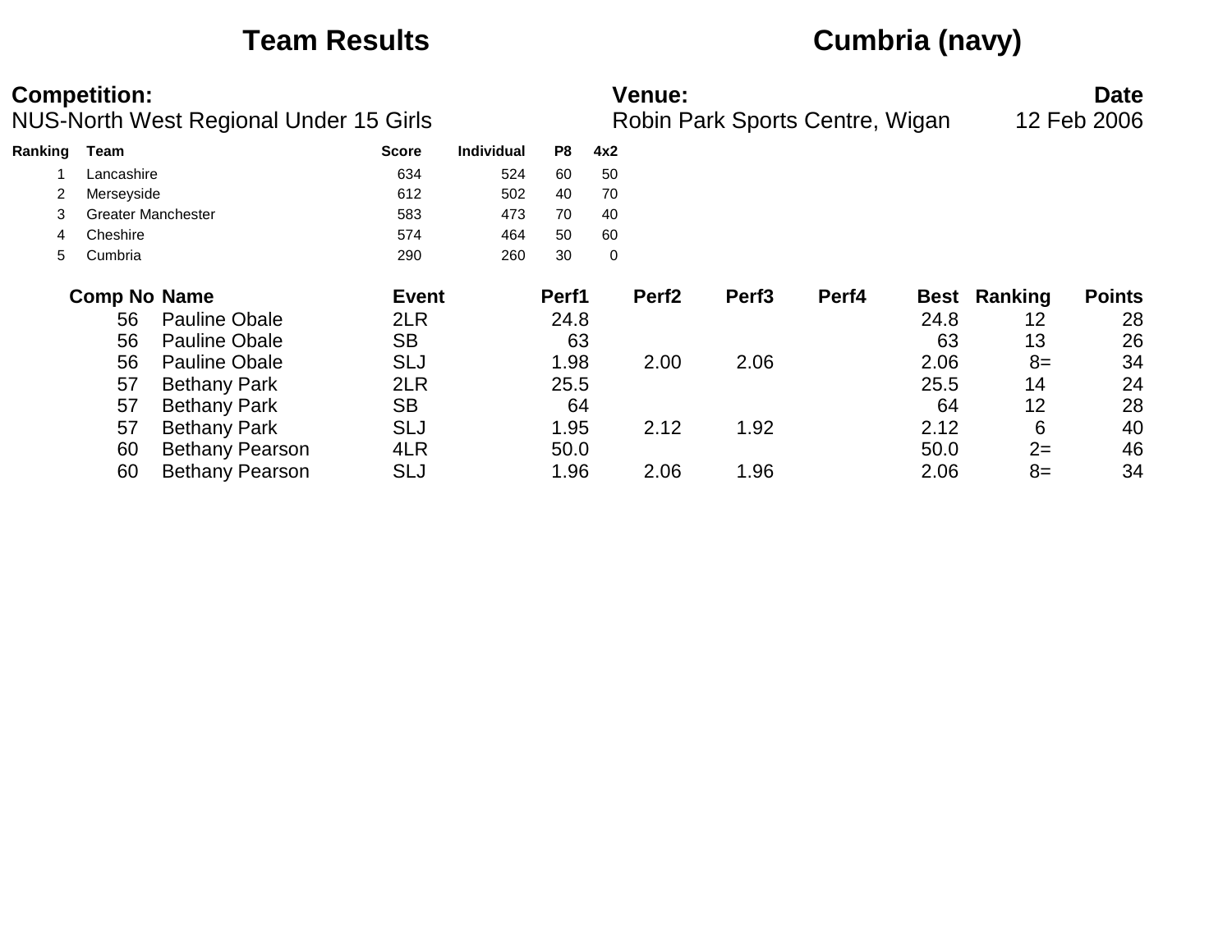# Team Results — Cumbria (navy)

**Competition:** NUS-North West Regional Under 15 Girls

**Venue:** Robin Park Sports Centre, Wigan

**Date:** 12 Feb 2006

| Ranking | Team | Score | Individual | P8 | 4x2 |
|---|---|---|---|---|---|
| 1 | Lancashire | 634 | 524 | 60 | 50 |
| 2 | Merseyside | 612 | 502 | 40 | 70 |
| 3 | Greater Manchester | 583 | 473 | 70 | 40 |
| 4 | Cheshire | 574 | 464 | 50 | 60 |
| 5 | Cumbria | 290 | 260 | 30 | 0 |

| Comp No | Name | Event | Perf1 | Perf2 | Perf3 | Perf4 | Best | Ranking | Points |
|---|---|---|---|---|---|---|---|---|---|
| 56 | Pauline Obale | 2LR | 24.8 | | | | 24.8 | 12 | 28 |
| 56 | Pauline Obale | SB | 63 | | | | 63 | 13 | 26 |
| 56 | Pauline Obale | SLJ | 1.98 | 2.00 | 2.06 | | 2.06 | 8= | 34 |
| 57 | Bethany Park | 2LR | 25.5 | | | | 25.5 | 14 | 24 |
| 57 | Bethany Park | SB | 64 | | | | 64 | 12 | 28 |
| 57 | Bethany Park | SLJ | 1.95 | 2.12 | 1.92 | | 2.12 | 6 | 40 |
| 60 | Bethany Pearson | 4LR | 50.0 | | | | 50.0 | 2= | 46 |
| 60 | Bethany Pearson | SLJ | 1.96 | 2.06 | 1.96 | | 2.06 | 8= | 34 |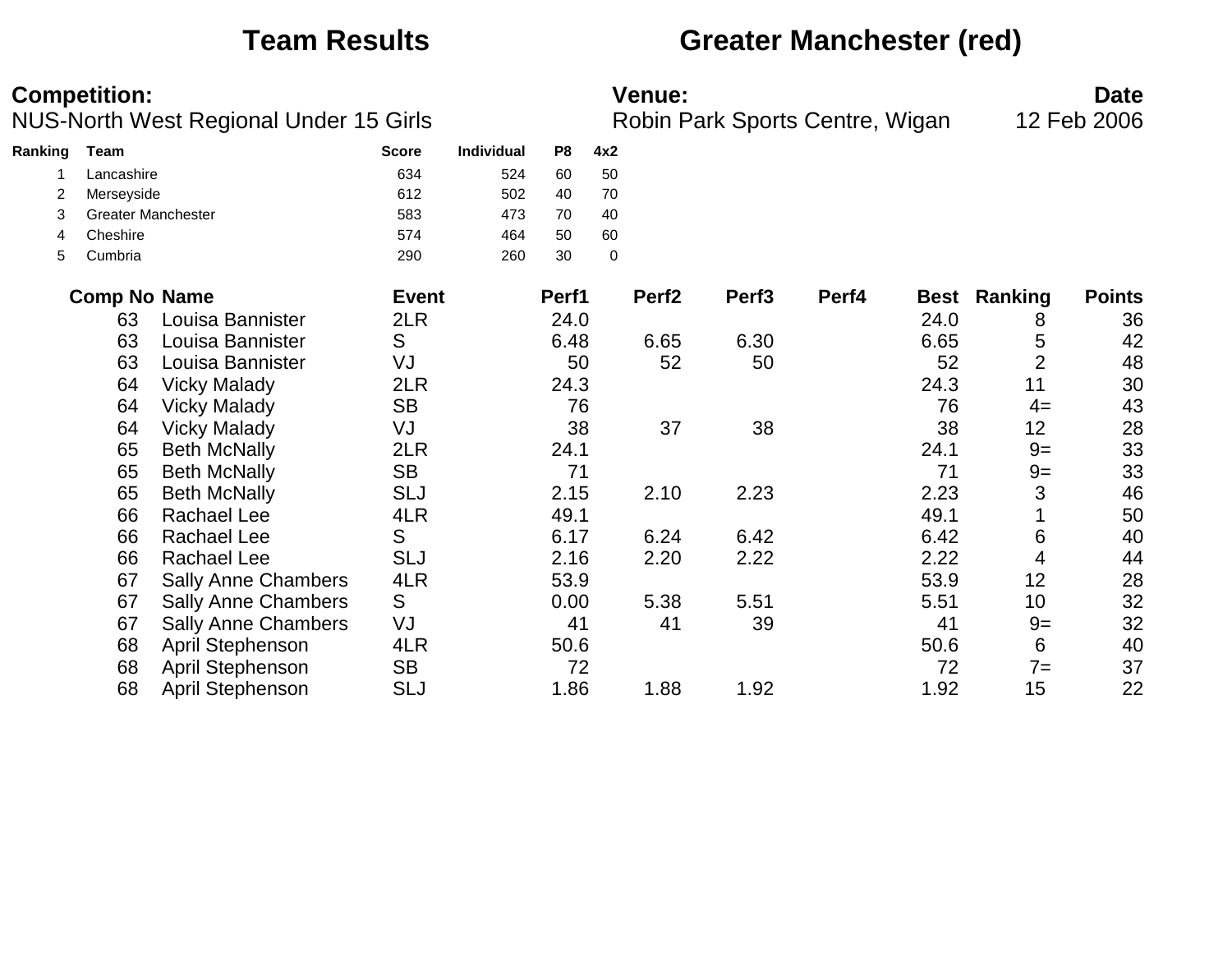# Team Results — Greater Manchester (red)

**Competition:**
NUS-North West Regional Under 15 Girls

**Venue:**
Robin Park Sports Centre, Wigan

**Date**
12 Feb 2006

| Ranking | Team | Score | Individual | P8 | 4x2 |
|---|---|---|---|---|---|
| 1 | Lancashire | 634 | 524 | 60 | 50 |
| 2 | Merseyside | 612 | 502 | 40 | 70 |
| 3 | Greater Manchester | 583 | 473 | 70 | 40 |
| 4 | Cheshire | 574 | 464 | 50 | 60 |
| 5 | Cumbria | 290 | 260 | 30 | 0 |

| Comp No | Name | Event | Perf1 | Perf2 | Perf3 | Perf4 | Best | Ranking | Points |
|---|---|---|---|---|---|---|---|---|---|
| 63 | Louisa Bannister | 2LR | 24.0 | | | | 24.0 | 8 | 36 |
| 63 | Louisa Bannister | S | 6.48 | 6.65 | 6.30 | | 6.65 | 5 | 42 |
| 63 | Louisa Bannister | VJ | 50 | 52 | 50 | | 52 | 2 | 48 |
| 64 | Vicky Malady | 2LR | 24.3 | | | | 24.3 | 11 | 30 |
| 64 | Vicky Malady | SB | 76 | | | | 76 | 4= | 43 |
| 64 | Vicky Malady | VJ | 38 | 37 | 38 | | 38 | 12 | 28 |
| 65 | Beth McNally | 2LR | 24.1 | | | | 24.1 | 9= | 33 |
| 65 | Beth McNally | SB | 71 | | | | 71 | 9= | 33 |
| 65 | Beth McNally | SLJ | 2.15 | 2.10 | 2.23 | | 2.23 | 3 | 46 |
| 66 | Rachael Lee | 4LR | 49.1 | | | | 49.1 | 1 | 50 |
| 66 | Rachael Lee | S | 6.17 | 6.24 | 6.42 | | 6.42 | 6 | 40 |
| 66 | Rachael Lee | SLJ | 2.16 | 2.20 | 2.22 | | 2.22 | 4 | 44 |
| 67 | Sally Anne Chambers | 4LR | 53.9 | | | | 53.9 | 12 | 28 |
| 67 | Sally Anne Chambers | S | 0.00 | 5.38 | 5.51 | | 5.51 | 10 | 32 |
| 67 | Sally Anne Chambers | VJ | 41 | 41 | 39 | | 41 | 9= | 32 |
| 68 | April Stephenson | 4LR | 50.6 | | | | 50.6 | 6 | 40 |
| 68 | April Stephenson | SB | 72 | | | | 72 | 7= | 37 |
| 68 | April Stephenson | SLJ | 1.86 | 1.88 | 1.92 | | 1.92 | 15 | 22 |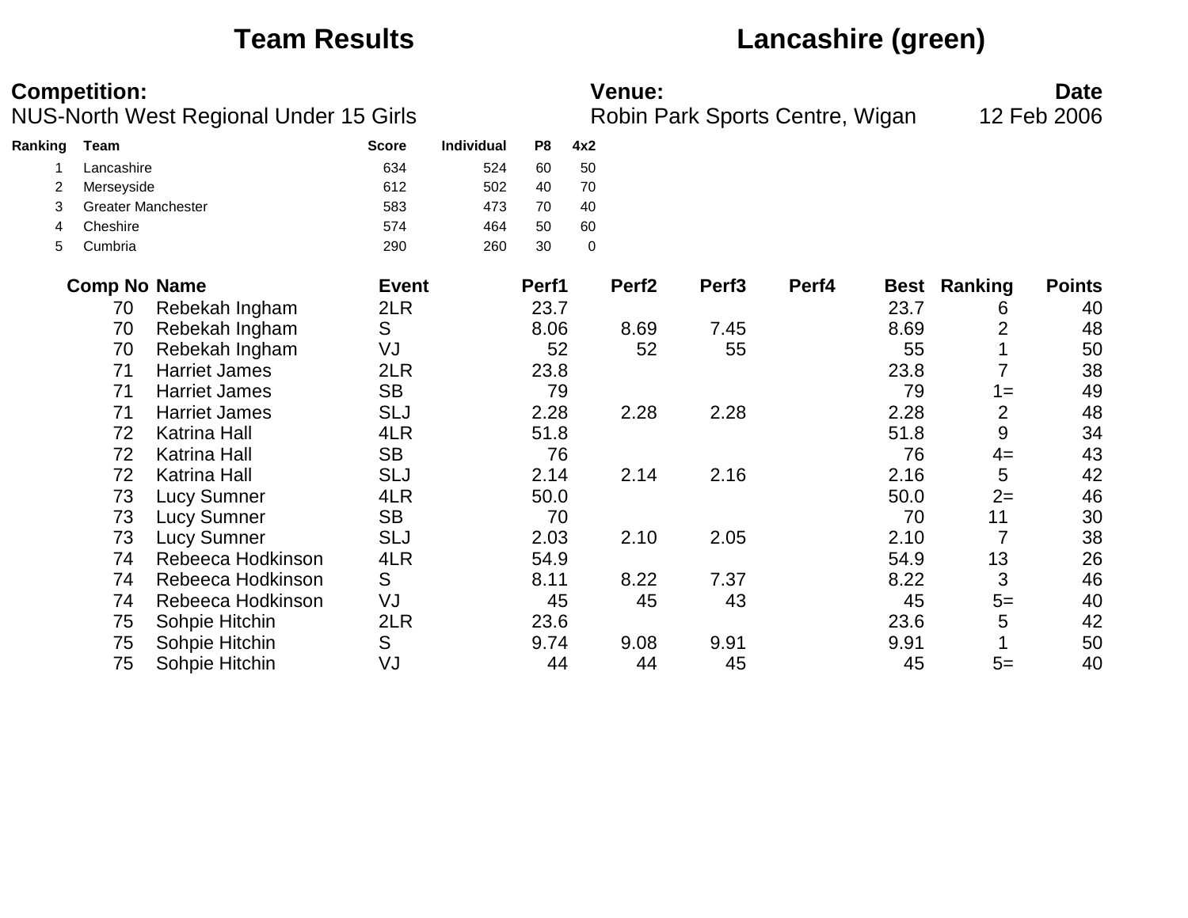# Team Results — Lancashire (green)

**Competition:** NUS-North West Regional Under 15 Girls

**Venue:** Robin Park Sports Centre, Wigan

**Date:** 12 Feb 2006

| Ranking | Team | Score | Individual | P8 | 4x2 |
|---|---|---|---|---|---|
| 1 | Lancashire | 634 | 524 | 60 | 50 |
| 2 | Merseyside | 612 | 502 | 40 | 70 |
| 3 | Greater Manchester | 583 | 473 | 70 | 40 |
| 4 | Cheshire | 574 | 464 | 50 | 60 |
| 5 | Cumbria | 290 | 260 | 30 | 0 |

| Comp No | Name | Event | Perf1 | Perf2 | Perf3 | Perf4 | Best | Ranking | Points |
|---|---|---|---|---|---|---|---|---|---|
| 70 | Rebekah Ingham | 2LR | 23.7 | | | | 23.7 | 6 | 40 |
| 70 | Rebekah Ingham | S | 8.06 | 8.69 | 7.45 | | 8.69 | 2 | 48 |
| 70 | Rebekah Ingham | VJ | 52 | 52 | 55 | | 55 | 1 | 50 |
| 71 | Harriet James | 2LR | 23.8 | | | | 23.8 | 7 | 38 |
| 71 | Harriet James | SB | 79 | | | | 79 | 1= | 49 |
| 71 | Harriet James | SLJ | 2.28 | 2.28 | 2.28 | | 2.28 | 2 | 48 |
| 72 | Katrina Hall | 4LR | 51.8 | | | | 51.8 | 9 | 34 |
| 72 | Katrina Hall | SB | 76 | | | | 76 | 4= | 43 |
| 72 | Katrina Hall | SLJ | 2.14 | 2.14 | 2.16 | | 2.16 | 5 | 42 |
| 73 | Lucy Sumner | 4LR | 50.0 | | | | 50.0 | 2= | 46 |
| 73 | Lucy Sumner | SB | 70 | | | | 70 | 11 | 30 |
| 73 | Lucy Sumner | SLJ | 2.03 | 2.10 | 2.05 | | 2.10 | 7 | 38 |
| 74 | Rebeeca Hodkinson | 4LR | 54.9 | | | | 54.9 | 13 | 26 |
| 74 | Rebeeca Hodkinson | S | 8.11 | 8.22 | 7.37 | | 8.22 | 3 | 46 |
| 74 | Rebeeca Hodkinson | VJ | 45 | 45 | 43 | | 45 | 5= | 40 |
| 75 | Sohpie Hitchin | 2LR | 23.6 | | | | 23.6 | 5 | 42 |
| 75 | Sohpie Hitchin | S | 9.74 | 9.08 | 9.91 | | 9.91 | 1 | 50 |
| 75 | Sohpie Hitchin | VJ | 44 | 44 | 45 | | 45 | 5= | 40 |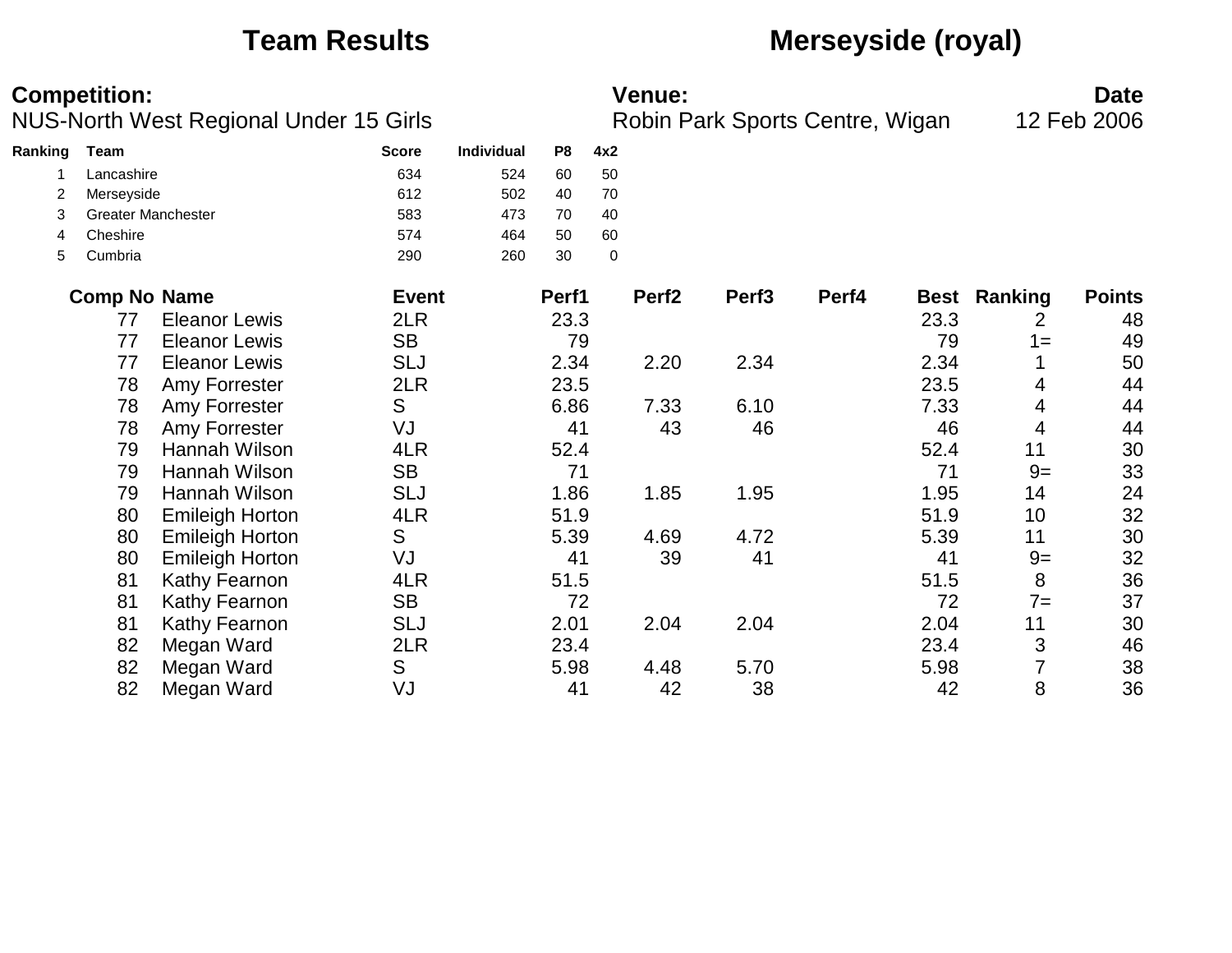# Team Results — Merseyside (royal)

**Competition:** NUS-North West Regional Under 15 Girls

**Venue:** Robin Park Sports Centre, Wigan

**Date:** 12 Feb 2006

| Ranking | Team | Score | Individual | P8 | 4x2 |
|---|---|---|---|---|---|
| 1 | Lancashire | 634 | 524 | 60 | 50 |
| 2 | Merseyside | 612 | 502 | 40 | 70 |
| 3 | Greater Manchester | 583 | 473 | 70 | 40 |
| 4 | Cheshire | 574 | 464 | 50 | 60 |
| 5 | Cumbria | 290 | 260 | 30 | 0 |

| Comp No | Name | Event | Perf1 | Perf2 | Perf3 | Perf4 | Best | Ranking | Points |
|---|---|---|---|---|---|---|---|---|---|
| 77 | Eleanor Lewis | 2LR | 23.3 | | | | 23.3 | 2 | 48 |
| 77 | Eleanor Lewis | SB | 79 | | | | 79 | 1= | 49 |
| 77 | Eleanor Lewis | SLJ | 2.34 | 2.20 | 2.34 | | 2.34 | 1 | 50 |
| 78 | Amy Forrester | 2LR | 23.5 | | | | 23.5 | 4 | 44 |
| 78 | Amy Forrester | S | 6.86 | 7.33 | 6.10 | | 7.33 | 4 | 44 |
| 78 | Amy Forrester | VJ | 41 | 43 | 46 | | 46 | 4 | 44 |
| 79 | Hannah Wilson | 4LR | 52.4 | | | | 52.4 | 11 | 30 |
| 79 | Hannah Wilson | SB | 71 | | | | 71 | 9= | 33 |
| 79 | Hannah Wilson | SLJ | 1.86 | 1.85 | 1.95 | | 1.95 | 14 | 24 |
| 80 | Emileigh Horton | 4LR | 51.9 | | | | 51.9 | 10 | 32 |
| 80 | Emileigh Horton | S | 5.39 | 4.69 | 4.72 | | 5.39 | 11 | 30 |
| 80 | Emileigh Horton | VJ | 41 | 39 | 41 | | 41 | 9= | 32 |
| 81 | Kathy Fearnon | 4LR | 51.5 | | | | 51.5 | 8 | 36 |
| 81 | Kathy Fearnon | SB | 72 | | | | 72 | 7= | 37 |
| 81 | Kathy Fearnon | SLJ | 2.01 | 2.04 | 2.04 | | 2.04 | 11 | 30 |
| 82 | Megan Ward | 2LR | 23.4 | | | | 23.4 | 3 | 46 |
| 82 | Megan Ward | S | 5.98 | 4.48 | 5.70 | | 5.98 | 7 | 38 |
| 82 | Megan Ward | VJ | 41 | 42 | 38 | | 42 | 8 | 36 |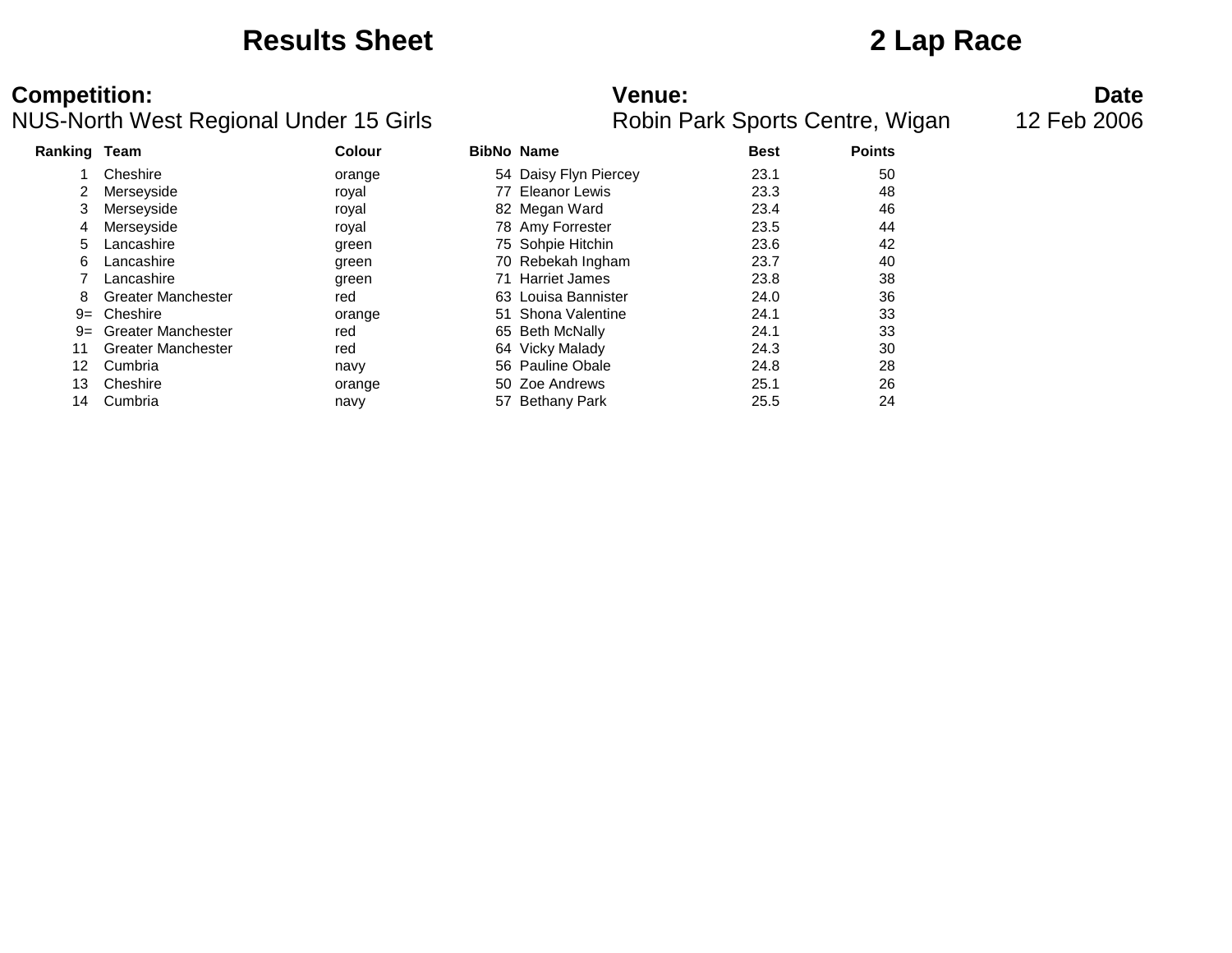# Results Sheet

# 2 Lap Race

**Competition:**
NUS-North West Regional Under 15 Girls

**Venue:**
Robin Park Sports Centre, Wigan

**Date**
12 Feb 2006

| Ranking | Team | Colour | BibNo | Name | Best | Points |
|---|---|---|---|---|---|---|
| 1 | Cheshire | orange | 54 | Daisy Flyn Piercey | 23.1 | 50 |
| 2 | Merseyside | royal | 77 | Eleanor Lewis | 23.3 | 48 |
| 3 | Merseyside | royal | 82 | Megan Ward | 23.4 | 46 |
| 4 | Merseyside | royal | 78 | Amy Forrester | 23.5 | 44 |
| 5 | Lancashire | green | 75 | Sohpie Hitchin | 23.6 | 42 |
| 6 | Lancashire | green | 70 | Rebekah Ingham | 23.7 | 40 |
| 7 | Lancashire | green | 71 | Harriet James | 23.8 | 38 |
| 8 | Greater Manchester | red | 63 | Louisa Bannister | 24.0 | 36 |
| 9= | Cheshire | orange | 51 | Shona Valentine | 24.1 | 33 |
| 9= | Greater Manchester | red | 65 | Beth McNally | 24.1 | 33 |
| 11 | Greater Manchester | red | 64 | Vicky Malady | 24.3 | 30 |
| 12 | Cumbria | navy | 56 | Pauline Obale | 24.8 | 28 |
| 13 | Cheshire | orange | 50 | Zoe Andrews | 25.1 | 26 |
| 14 | Cumbria | navy | 57 | Bethany Park | 25.5 | 24 |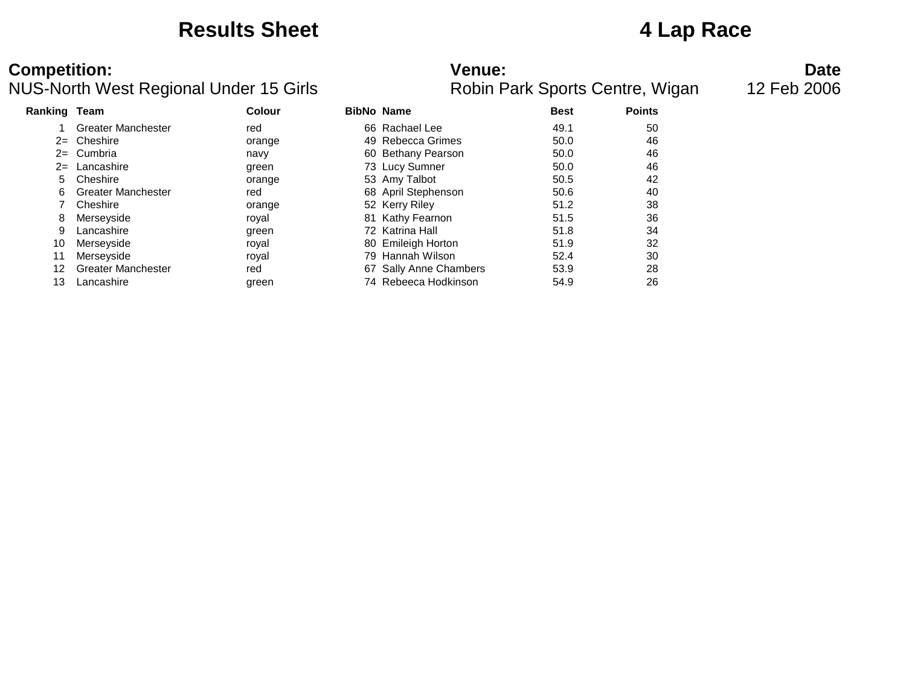# Results Sheet

# 4 Lap Race

**Competition:**
NUS-North West Regional Under 15 Girls

**Venue:**
Robin Park Sports Centre, Wigan

**Date**
12 Feb 2006

| Ranking | Team | Colour | BibNo | Name | Best | Points |
|---|---|---|---|---|---|---|
| 1 | Greater Manchester | red | 66 | Rachael Lee | 49.1 | 50 |
| 2= | Cheshire | orange | 49 | Rebecca Grimes | 50.0 | 46 |
| 2= | Cumbria | navy | 60 | Bethany Pearson | 50.0 | 46 |
| 2= | Lancashire | green | 73 | Lucy Sumner | 50.0 | 46 |
| 5 | Cheshire | orange | 53 | Amy Talbot | 50.5 | 42 |
| 6 | Greater Manchester | red | 68 | April Stephenson | 50.6 | 40 |
| 7 | Cheshire | orange | 52 | Kerry Riley | 51.2 | 38 |
| 8 | Merseyside | royal | 81 | Kathy Fearnon | 51.5 | 36 |
| 9 | Lancashire | green | 72 | Katrina Hall | 51.8 | 34 |
| 10 | Merseyside | royal | 80 | Emileigh Horton | 51.9 | 32 |
| 11 | Merseyside | royal | 79 | Hannah Wilson | 52.4 | 30 |
| 12 | Greater Manchester | red | 67 | Sally Anne Chambers | 53.9 | 28 |
| 13 | Lancashire | green | 74 | Rebeeca Hodkinson | 54.9 | 26 |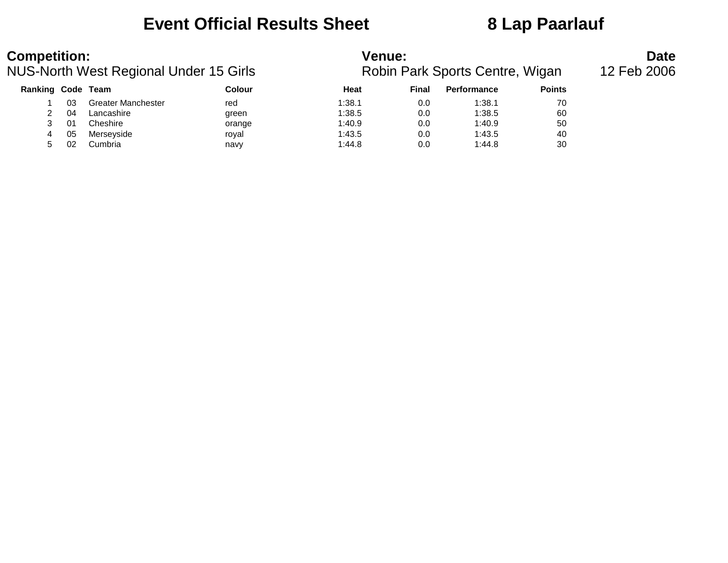# Event Official Results Sheet 8 Lap Paarlauf

**Competition:**
NUS-North West Regional Under 15 Girls

**Venue:**
Robin Park Sports Centre, Wigan

**Date**
12 Feb 2006

| Ranking | Code | Team | Colour | Heat | Final | Performance | Points |
|---|---|---|---|---|---|---|---|
| 1 | 03 | Greater Manchester | red | 1:38.1 | 0.0 | 1:38.1 | 70 |
| 2 | 04 | Lancashire | green | 1:38.5 | 0.0 | 1:38.5 | 60 |
| 3 | 01 | Cheshire | orange | 1:40.9 | 0.0 | 1:40.9 | 50 |
| 4 | 05 | Merseyside | royal | 1:43.5 | 0.0 | 1:43.5 | 40 |
| 5 | 02 | Cumbria | navy | 1:44.8 | 0.0 | 1:44.8 | 30 |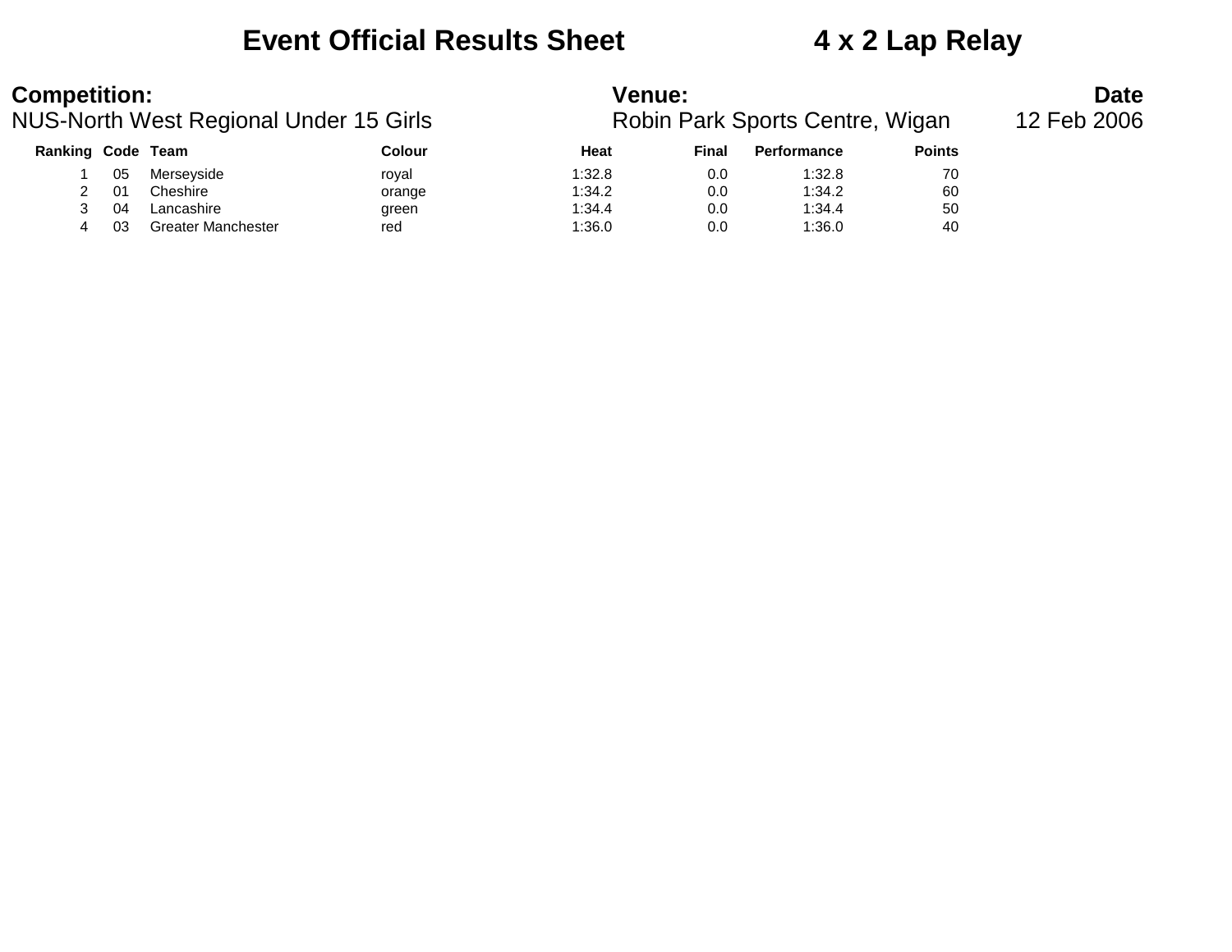# Event Official Results Sheet 4 x 2 Lap Relay

**Competition:**
NUS-North West Regional Under 15 Girls

**Venue:**
Robin Park Sports Centre, Wigan

**Date**
12 Feb 2006

| Ranking | Code | Team | Colour | Heat | Final | Performance | Points |
|---|---|---|---|---|---|---|---|
| 1 | 05 | Merseyside | royal | 1:32.8 | 0.0 | 1:32.8 | 70 |
| 2 | 01 | Cheshire | orange | 1:34.2 | 0.0 | 1:34.2 | 60 |
| 3 | 04 | Lancashire | green | 1:34.4 | 0.0 | 1:34.4 | 50 |
| 4 | 03 | Greater Manchester | red | 1:36.0 | 0.0 | 1:36.0 | 40 |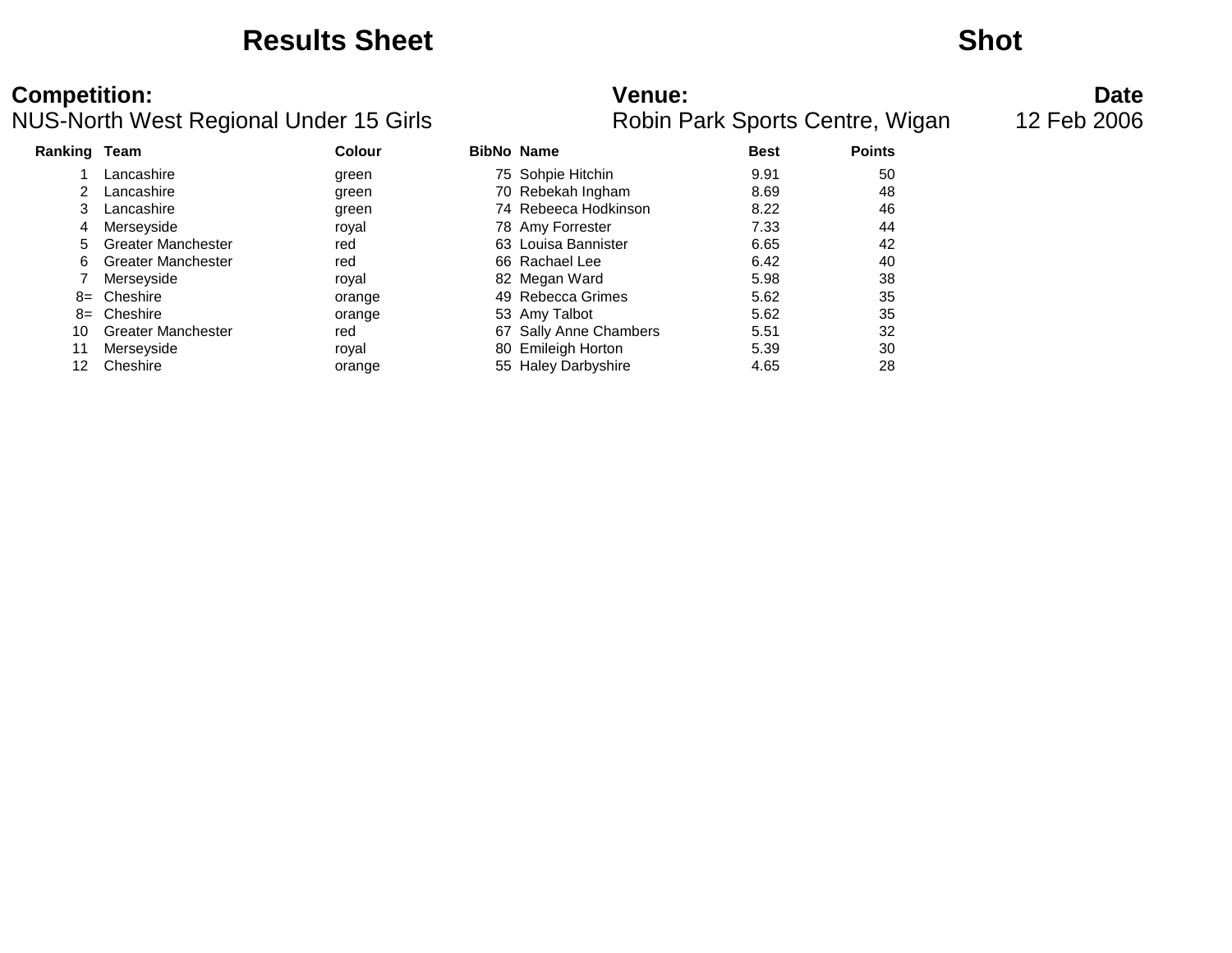# Results Sheet

## Shot

**Competition:**
NUS-North West Regional Under 15 Girls

**Venue:**
Robin Park Sports Centre, Wigan

**Date**
12 Feb 2006

| Ranking | Team | Colour | BibNo | Name | Best | Points |
|---|---|---|---|---|---|---|
| 1 | Lancashire | green | 75 | Sohpie Hitchin | 9.91 | 50 |
| 2 | Lancashire | green | 70 | Rebekah Ingham | 8.69 | 48 |
| 3 | Lancashire | green | 74 | Rebeeca Hodkinson | 8.22 | 46 |
| 4 | Merseyside | royal | 78 | Amy Forrester | 7.33 | 44 |
| 5 | Greater Manchester | red | 63 | Louisa Bannister | 6.65 | 42 |
| 6 | Greater Manchester | red | 66 | Rachael Lee | 6.42 | 40 |
| 7 | Merseyside | royal | 82 | Megan Ward | 5.98 | 38 |
| 8= | Cheshire | orange | 49 | Rebecca Grimes | 5.62 | 35 |
| 8= | Cheshire | orange | 53 | Amy Talbot | 5.62 | 35 |
| 10 | Greater Manchester | red | 67 | Sally Anne Chambers | 5.51 | 32 |
| 11 | Merseyside | royal | 80 | Emileigh Horton | 5.39 | 30 |
| 12 | Cheshire | orange | 55 | Haley Darbyshire | 4.65 | 28 |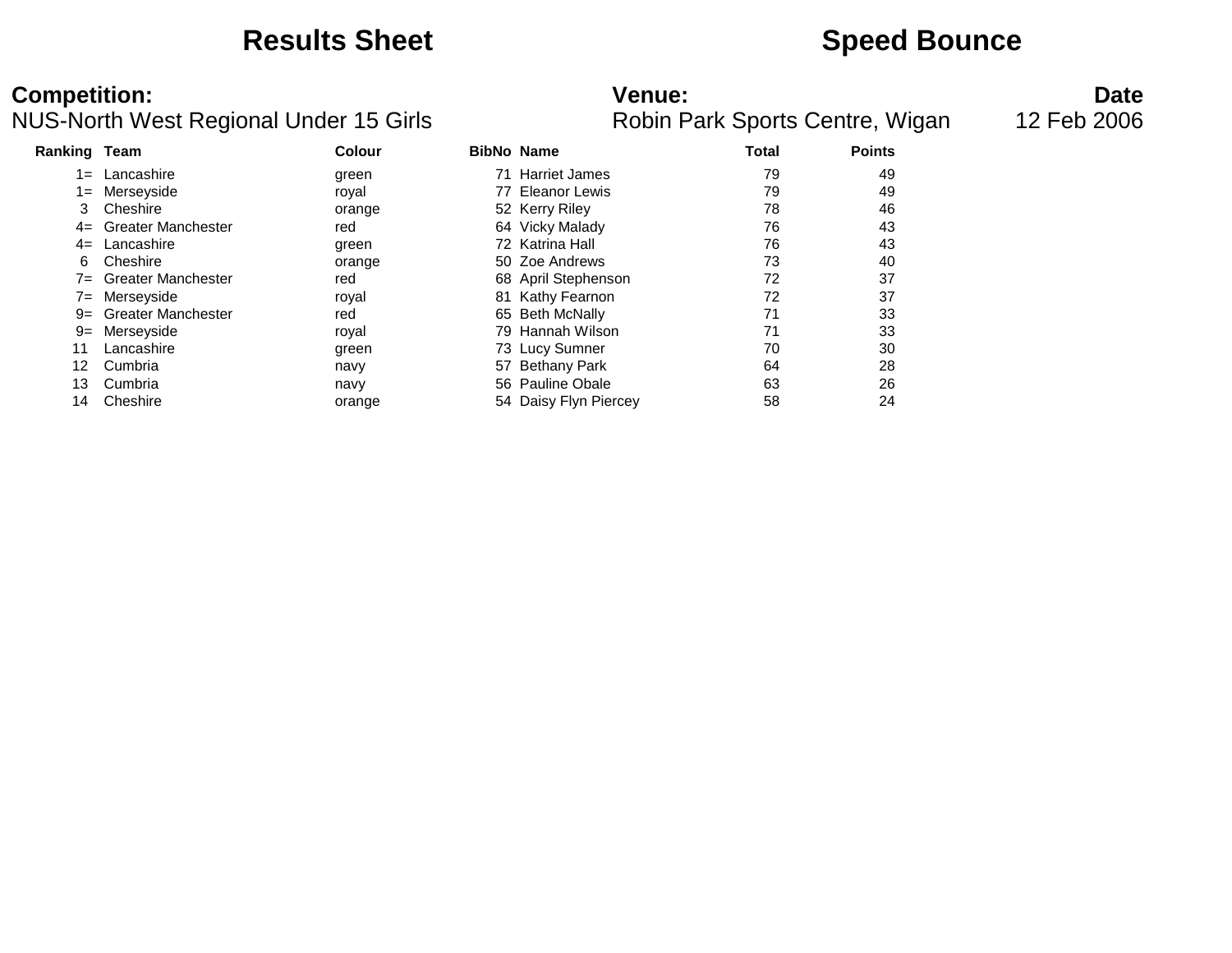# Results Sheet

# Speed Bounce

**Competition:**
NUS-North West Regional Under 15 Girls

**Venue:**
Robin Park Sports Centre, Wigan

**Date**
12 Feb 2006

| Ranking | Team | Colour | BibNo | Name | Total | Points |
|---|---|---|---|---|---|---|
| 1= | Lancashire | green | 71 | Harriet James | 79 | 49 |
| 1= | Merseyside | royal | 77 | Eleanor Lewis | 79 | 49 |
| 3 | Cheshire | orange | 52 | Kerry Riley | 78 | 46 |
| 4= | Greater Manchester | red | 64 | Vicky Malady | 76 | 43 |
| 4= | Lancashire | green | 72 | Katrina Hall | 76 | 43 |
| 6 | Cheshire | orange | 50 | Zoe Andrews | 73 | 40 |
| 7= | Greater Manchester | red | 68 | April Stephenson | 72 | 37 |
| 7= | Merseyside | royal | 81 | Kathy Fearnon | 72 | 37 |
| 9= | Greater Manchester | red | 65 | Beth McNally | 71 | 33 |
| 9= | Merseyside | royal | 79 | Hannah Wilson | 71 | 33 |
| 11 | Lancashire | green | 73 | Lucy Sumner | 70 | 30 |
| 12 | Cumbria | navy | 57 | Bethany Park | 64 | 28 |
| 13 | Cumbria | navy | 56 | Pauline Obale | 63 | 26 |
| 14 | Cheshire | orange | 54 | Daisy Flyn Piercey | 58 | 24 |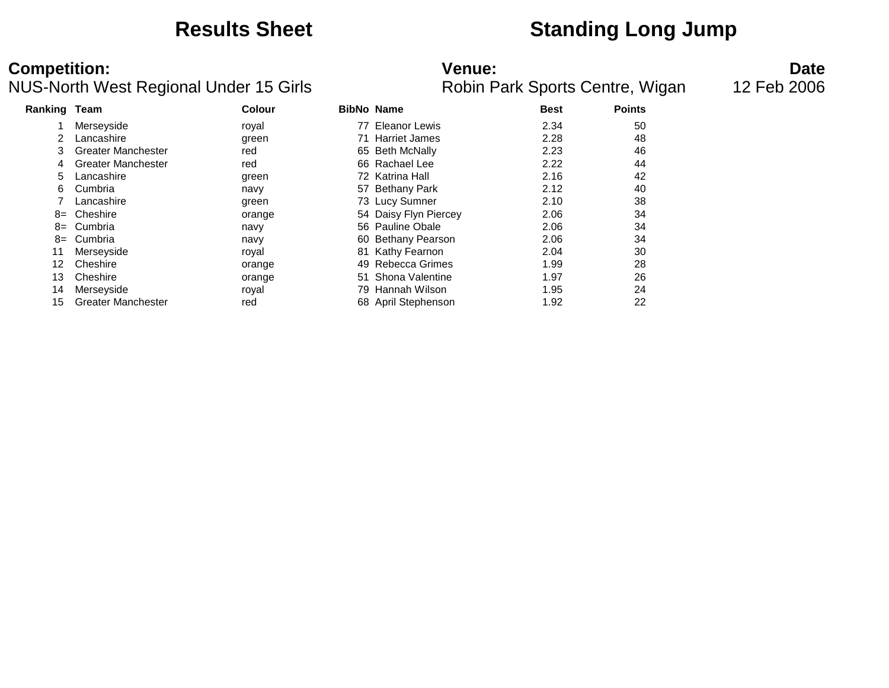# Results Sheet — Standing Long Jump

**Competition:**
NUS-North West Regional Under 15 Girls

**Venue:**
Robin Park Sports Centre, Wigan

**Date**
12 Feb 2006

| Ranking | Team | Colour | BibNo | Name | Best | Points |
|---|---|---|---|---|---|---|
| 1 | Merseyside | royal | 77 | Eleanor Lewis | 2.34 | 50 |
| 2 | Lancashire | green | 71 | Harriet James | 2.28 | 48 |
| 3 | Greater Manchester | red | 65 | Beth McNally | 2.23 | 46 |
| 4 | Greater Manchester | red | 66 | Rachael Lee | 2.22 | 44 |
| 5 | Lancashire | green | 72 | Katrina Hall | 2.16 | 42 |
| 6 | Cumbria | navy | 57 | Bethany Park | 2.12 | 40 |
| 7 | Lancashire | green | 73 | Lucy Sumner | 2.10 | 38 |
| 8= | Cheshire | orange | 54 | Daisy Flyn Piercey | 2.06 | 34 |
| 8= | Cumbria | navy | 56 | Pauline Obale | 2.06 | 34 |
| 8= | Cumbria | navy | 60 | Bethany Pearson | 2.06 | 34 |
| 11 | Merseyside | royal | 81 | Kathy Fearnon | 2.04 | 30 |
| 12 | Cheshire | orange | 49 | Rebecca Grimes | 1.99 | 28 |
| 13 | Cheshire | orange | 51 | Shona Valentine | 1.97 | 26 |
| 14 | Merseyside | royal | 79 | Hannah Wilson | 1.95 | 24 |
| 15 | Greater Manchester | red | 68 | April Stephenson | 1.92 | 22 |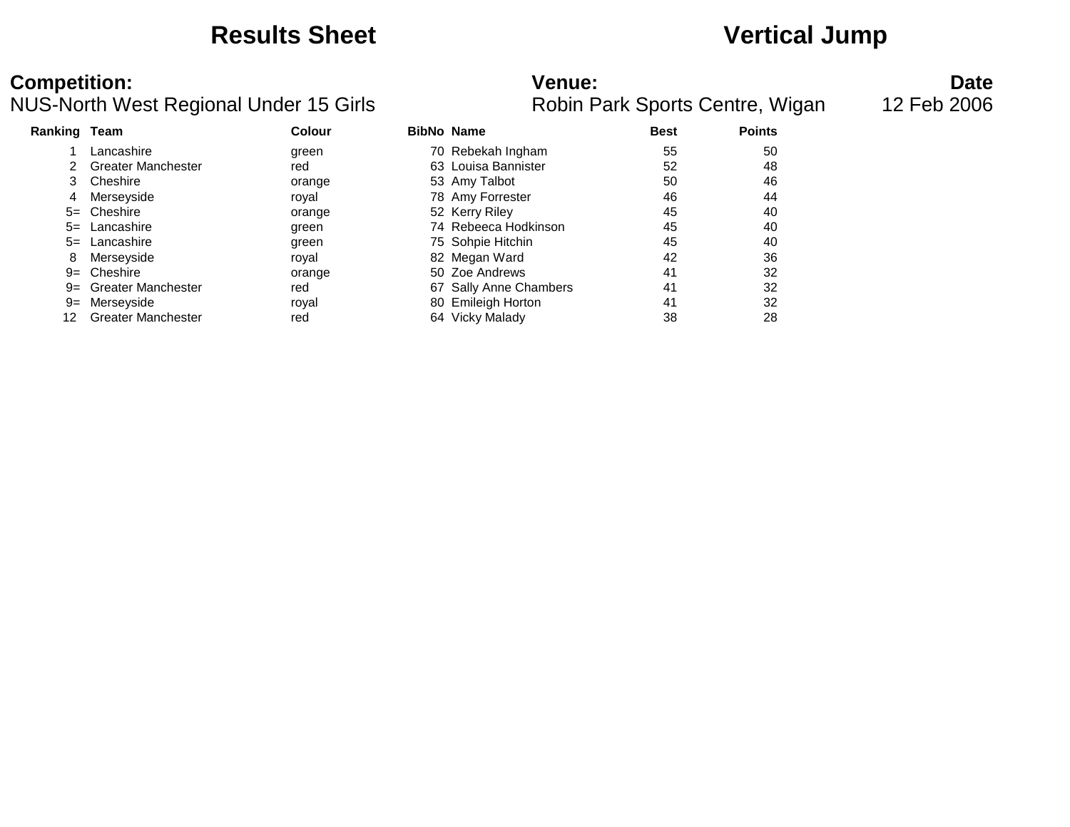# Results Sheet — Vertical Jump

**Competition:**
NUS-North West Regional Under 15 Girls

**Venue:**
Robin Park Sports Centre, Wigan

**Date**
12 Feb 2006

| Ranking | Team | Colour | BibNo | Name | Best | Points |
|---|---|---|---|---|---|---|
| 1 | Lancashire | green | 70 | Rebekah Ingham | 55 | 50 |
| 2 | Greater Manchester | red | 63 | Louisa Bannister | 52 | 48 |
| 3 | Cheshire | orange | 53 | Amy Talbot | 50 | 46 |
| 4 | Merseyside | royal | 78 | Amy Forrester | 46 | 44 |
| 5= | Cheshire | orange | 52 | Kerry Riley | 45 | 40 |
| 5= | Lancashire | green | 74 | Rebeeca Hodkinson | 45 | 40 |
| 5= | Lancashire | green | 75 | Sohpie Hitchin | 45 | 40 |
| 8 | Merseyside | royal | 82 | Megan Ward | 42 | 36 |
| 9= | Cheshire | orange | 50 | Zoe Andrews | 41 | 32 |
| 9= | Greater Manchester | red | 67 | Sally Anne Chambers | 41 | 32 |
| 9= | Merseyside | royal | 80 | Emileigh Horton | 41 | 32 |
| 12 | Greater Manchester | red | 64 | Vicky Malady | 38 | 28 |